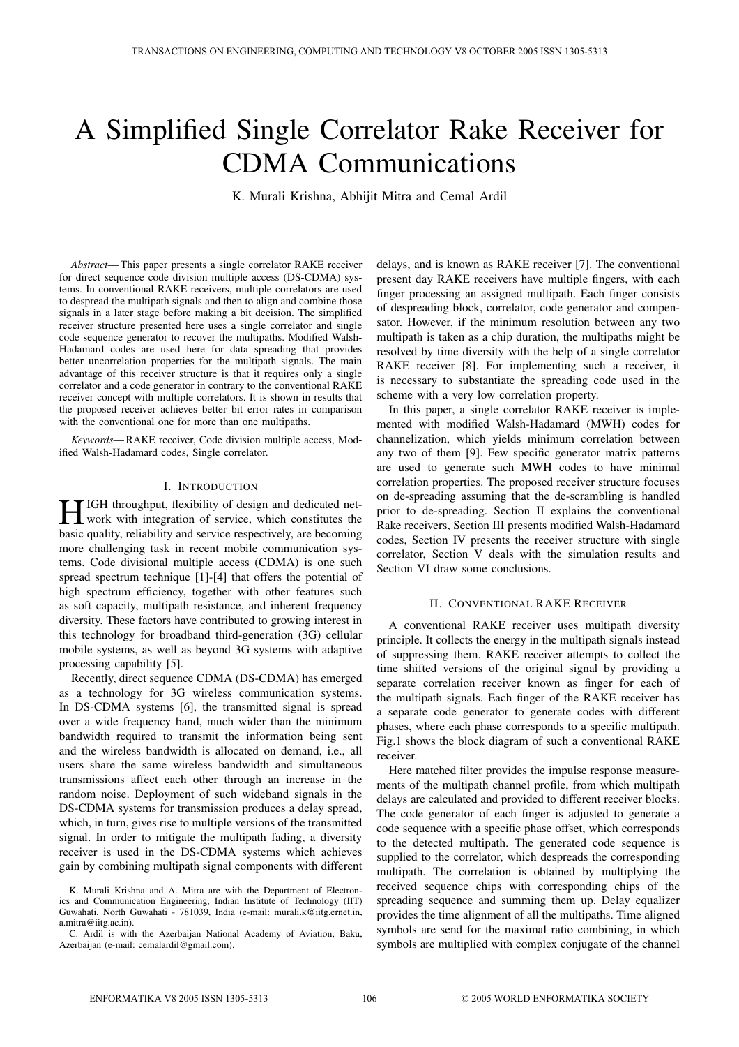# A Simplified Single Correlator Rake Receiver for CDMA Communications

K. Murali Krishna, Abhijit Mitra and Cemal Ardil

*Abstract*— This paper presents a single correlator RAKE receiver for direct sequence code division multiple access (DS-CDMA) systems. In conventional RAKE receivers, multiple correlators are used to despread the multipath signals and then to align and combine those signals in a later stage before making a bit decision. The simplified receiver structure presented here uses a single correlator and single code sequence generator to recover the multipaths. Modified Walsh-Hadamard codes are used here for data spreading that provides better uncorrelation properties for the multipath signals. The main advantage of this receiver structure is that it requires only a single correlator and a code generator in contrary to the conventional RAKE receiver concept with multiple correlators. It is shown in results that the proposed receiver achieves better bit error rates in comparison with the conventional one for more than one multipaths.

*Keywords*— RAKE receiver, Code division multiple access, Modified Walsh-Hadamard codes, Single correlator.

## I. Introduction

High throughput, flexibility of design and dedicated network with integration of service, which constitutes the basic quality, reliability and service respectively, are becoming more challenging task in recent mobile communication systems. Code divisional multiple access (CDMA) is one such spread spectrum technique [1]-[4] that offers the potential of high spectrum efficiency, together with other features such as soft capacity, multipath resistance, and inherent frequency diversity. These factors have contributed to growing interest in this technology for broadband third-generation (3G) cellular mobile systems, as well as beyond 3G systems with adaptive processing capability [5].

Recently, direct sequence CDMA (DS-CDMA) has emerged as a technology for 3G wireless communication systems. In DS-CDMA systems [6], the transmitted signal is spread over a wide frequency band, much wider than the minimum bandwidth required to transmit the information being sent and the wireless bandwidth is allocated on demand, i.e., all users share the same wireless bandwidth and simultaneous transmissions affect each other through an increase in the random noise. Deployment of such wideband signals in the DS-CDMA systems for transmission produces a delay spread, which, in turn, gives rise to multiple versions of the transmitted signal. In order to mitigate the multipath fading, a diversity receiver is used in the DS-CDMA systems which achieves gain by combining multipath signal components with different delays, and is known as RAKE receiver [7]. The conventional present day RAKE receivers have multiple fingers, with each finger processing an assigned multipath. Each finger consists of despreading block, correlator, code generator and compensator. However, if the minimum resolution between any two multipath is taken as a chip duration, the multipaths might be resolved by time diversity with the help of a single correlator RAKE receiver [8]. For implementing such a receiver, it is necessary to substantiate the spreading code used in the scheme with a very low correlation property.

In this paper, a single correlator RAKE receiver is implemented with modified Walsh-Hadamard (MWH) codes for channelization, which yields minimum correlation between any two of them [9]. Few specific generator matrix patterns are used to generate such MWH codes to have minimal correlation properties. The proposed receiver structure focuses on de-spreading assuming that the de-scrambling is handled prior to de-spreading. Section II explains the conventional Rake receivers, Section III presents modified Walsh-Hadamard codes, Section IV presents the receiver structure with single correlator, Section V deals with the simulation results and Section VI draw some conclusions.

K. Murali Krishna and A. Mitra are with the Department of Electronics and Communication Engineering, Indian Institute of Technology (IIT) Guwahati, North Guwahati - 781039, India (e-mail: murali.k@iitg.ernet.in, a.mitra@iitg.ac.in).

C. Ardil is with the Azerbaijan National Academy of Aviation, Baku, Azerbaijan (e-mail: cemalardil@gmail.com).

## II. Conventional RAKE Receiver

A conventional RAKE receiver uses multipath diversity principle. It collects the energy in the multipath signals instead of suppressing them. RAKE receiver attempts to collect the time shifted versions of the original signal by providing a separate correlation receiver known as finger for each of the multipath signals. Each finger of the RAKE receiver has a separate code generator to generate codes with different phases, where each phase corresponds to a specific multipath. Fig.1 shows the block diagram of such a conventional RAKE receiver.

Here matched filter provides the impulse response measurements of the multipath channel profile, from which multipath delays are calculated and provided to different receiver blocks. The code generator of each finger is adjusted to generate a code sequence with a specific phase offset, which corresponds to the detected multipath. The generated code sequence is supplied to the correlator, which despreads the corresponding multipath. The correlation is obtained by multiplying the received sequence chips with corresponding chips of the spreading sequence and summing them up. Delay equalizer provides the time alignment of all the multipaths. Time aligned symbols are send for the maximal ratio combining, in which symbols are multiplied with complex conjugate of the channel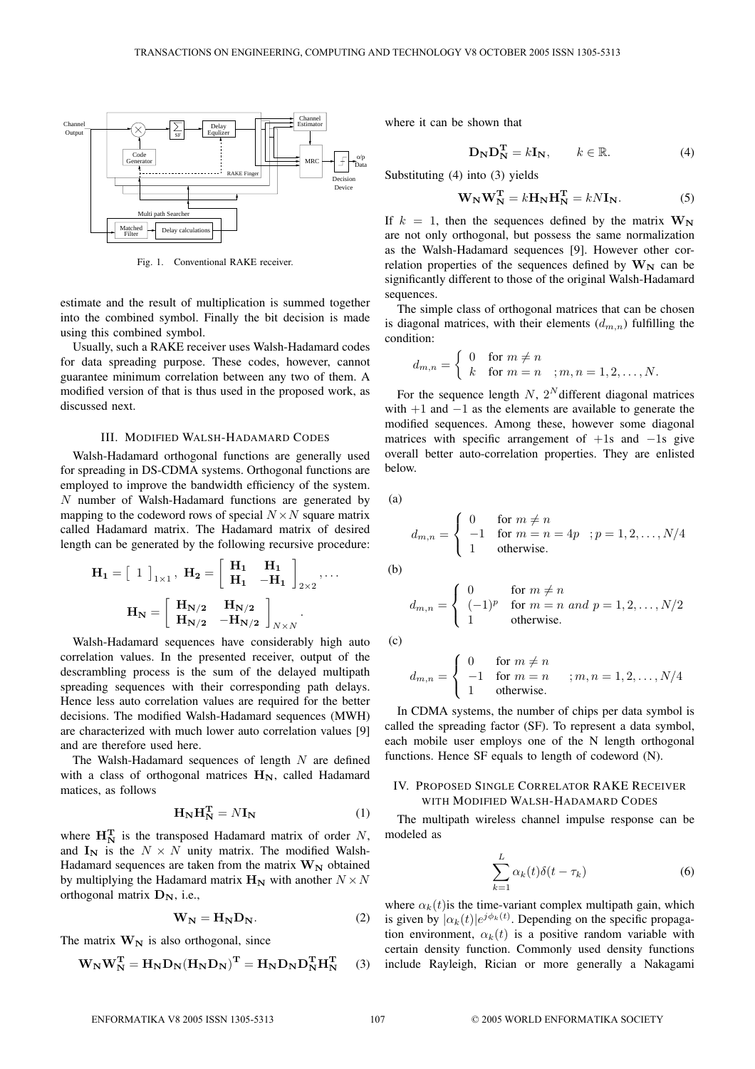Fig. 1. Conventional RAKE receiver.

estimate and the result of multiplication is summed together into the combined symbol. Finally the bit decision is made using this combined symbol.

Usually, such a RAKE receiver uses Walsh-Hadamard codes for data spreading purpose. These codes, however, cannot guarantee minimum correlation between any two of them. A modified version of that is thus used in the proposed work, as discussed next.

## III. Modified Walsh-Hadamard Codes

Walsh-Hadamard orthogonal functions are generally used for spreading in DS-CDMA systems. Orthogonal functions are employed to improve the bandwidth efficiency of the system. $N$ number of Walsh-Hadamard functions are generated by mapping to the codeword rows of special $N \times N$ square matrix called Hadamard matrix. The Hadamard matrix of desired length can be generated by the following recursive procedure:

$$\mathbf{H_1} = \begin{bmatrix} 1 \end{bmatrix}_{1\times 1}, \ \mathbf{H_2} = \begin{bmatrix} \mathbf{H_1} & \mathbf{H_1} \\ \mathbf{H_1} & -\mathbf{H_1} \end{bmatrix}_{2\times 2}, \ldots$$

$$\mathbf{H_N} = \begin{bmatrix} \mathbf{H_{N/2}} & \mathbf{H_{N/2}} \\ \mathbf{H_{N/2}} & -\mathbf{H_{N/2}} \end{bmatrix}_{N\times N}.$$

Walsh-Hadamard sequences have considerably high auto correlation values. In the presented receiver, output of the descrambling process is the sum of the delayed multipath spreading sequences with their corresponding path delays. Hence less auto correlation values are required for the better decisions. The modified Walsh-Hadamard sequences (MWH) are characterized with much lower auto correlation values [9] and are therefore used here.

The Walsh-Hadamard sequences of length $N$ are defined with a class of orthogonal matrices $\mathbf{H_N}$, called Hadamard matices, as follows

$$\mathbf{H_N}\mathbf{H_N^T} = N\mathbf{I_N} \tag{1}$$

where $\mathbf{H_N^T}$ is the transposed Hadamard matrix of order $N$, and $\mathbf{I_N}$ is the $N \times N$ unity matrix. The modified Walsh-Hadamard sequences are taken from the matrix $\mathbf{W_N}$ obtained by multiplying the Hadamard matrix $\mathbf{H_N}$ with another $N \times N$ orthogonal matrix $\mathbf{D_N}$, i.e.,

$$\mathbf{W_N} = \mathbf{H_N}\mathbf{D_N}. \tag{2}$$

The matrix $\mathbf{W_N}$ is also orthogonal, since

$$\mathbf{W_N}\mathbf{W_N^T} = \mathbf{H_N}\mathbf{D_N}(\mathbf{H_N}\mathbf{D_N})^\mathbf{T} = \mathbf{H_N}\mathbf{D_N}\mathbf{D_N^T}\mathbf{H_N^T} \tag{3}$$

where it can be shown that

$$\mathbf{D_N}\mathbf{D_N^T} = k\mathbf{I_N}, \qquad k \in \mathbb{R}. \tag{4}$$

Substituting (4) into (3) yields

$$\mathbf{W_N}\mathbf{W_N^T} = k\mathbf{H_N}\mathbf{H_N^T} = kN\mathbf{I_N}. \tag{5}$$

If $k = 1$, then the sequences defined by the matrix $\mathbf{W_N}$ are not only orthogonal, but possess the same normalization as the Walsh-Hadamard sequences [9]. However other correlation properties of the sequences defined by $\mathbf{W_N}$ can be significantly different to those of the original Walsh-Hadamard sequences.

The simple class of orthogonal matrices that can be chosen is diagonal matrices, with their elements ($d_{m,n}$) fulfilling the condition:

$$d_{m,n} = \begin{cases} 0 & \text{for } m \neq n \\ k & \text{for } m = n \quad ; m,n = 1,2,\ldots,N. \end{cases}$$

For the sequence length $N$, $2^N$ different diagonal matrices with $+1$ and $-1$ as the elements are available to generate the modified sequences. Among these, however some diagonal matrices with specific arrangement of $+1$s and $-1$s give overall better auto-correlation properties. They are enlisted below.

(a)

$$d_{m,n} = \begin{cases} 0 & \text{for } m \neq n \\ -1 & \text{for } m = n = 4p \quad ; p = 1,2,\ldots,N/4 \\ 1 & \text{otherwise.} \end{cases}$$

(b)

$$d_{m,n} = \begin{cases} 0 & \text{for } m \neq n \\ (-1)^p & \text{for } m = n \ \textit{and} \ p = 1,2,\ldots,N/2 \\ 1 & \text{otherwise.} \end{cases}$$

(c)

$$d_{m,n} = \begin{cases} 0 & \text{for } m \neq n \\ -1 & \text{for } m = n \quad ; m,n = 1,2,\ldots,N/4 \\ 1 & \text{otherwise.} \end{cases}$$

In CDMA systems, the number of chips per data symbol is called the spreading factor (SF). To represent a data symbol, each mobile user employs one of the N length orthogonal functions. Hence SF equals to length of codeword (N).

## IV. Proposed Single Correlator RAKE Receiver with Modified Walsh-Hadamard Codes

The multipath wireless channel impulse response can be modeled as

$$\sum_{k=1}^{L} \alpha_k(t)\delta(t - \tau_k) \tag{6}$$

where $\alpha_k(t)$is the time-variant complex multipath gain, which is given by $|\alpha_k(t)|e^{j\phi_k(t)}$. Depending on the specific propagation environment, $\alpha_k(t)$ is a positive random variable with certain density function. Commonly used density functions include Rayleigh, Rician or more generally a Nakagami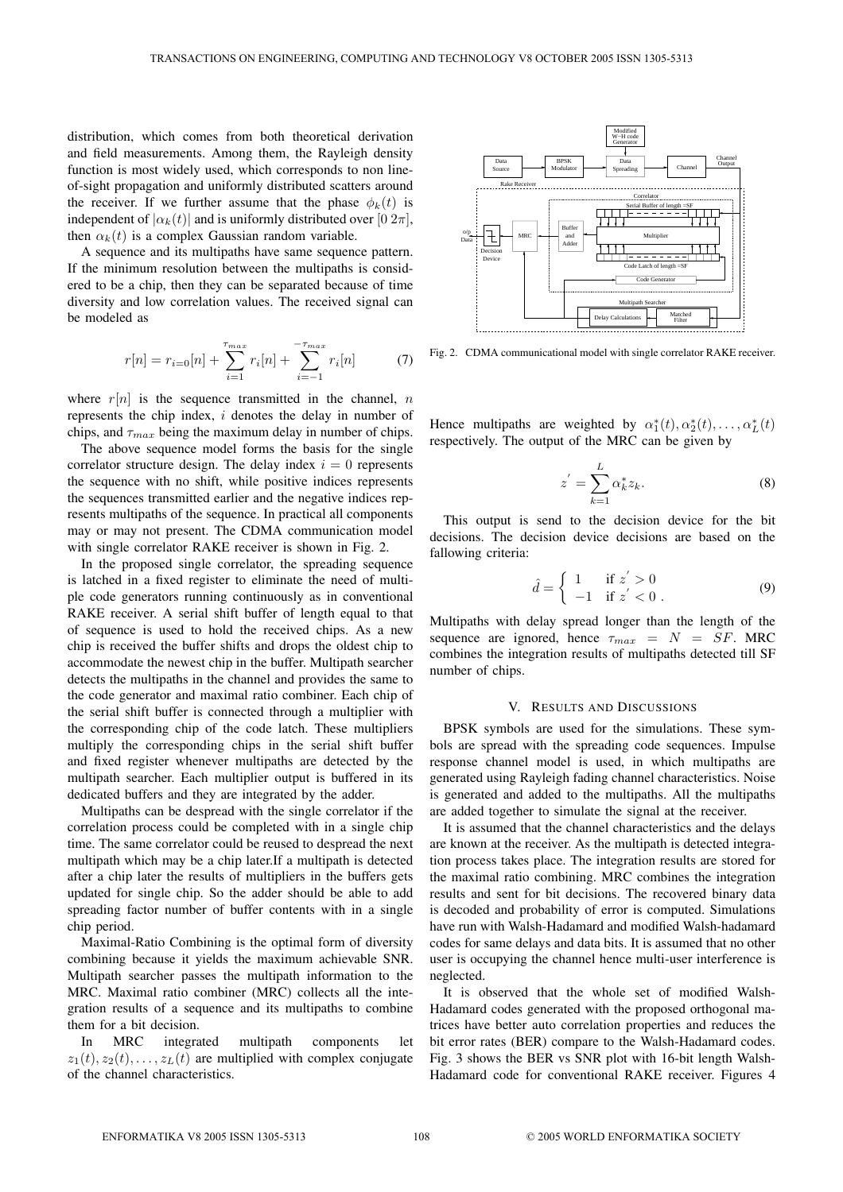distribution, which comes from both theoretical derivation and field measurements. Among them, the Rayleigh density function is most widely used, which corresponds to non line-of-sight propagation and uniformly distributed scatters around the receiver. If we further assume that the phase $\phi_k(t)$ is independent of $|\alpha_k(t)|$ and is uniformly distributed over $[0\, 2\pi]$, then $\alpha_k(t)$ is a complex Gaussian random variable.

A sequence and its multipaths have same sequence pattern. If the minimum resolution between the multipaths is considered to be a chip, then they can be separated because of time diversity and low correlation values. The received signal can be modeled as

$$r[n] = r_{i=0}[n] + \sum_{i=1}^{\tau_{max}} r_i[n] + \sum_{i=-1}^{-\tau_{max}} r_i[n] \qquad (7)$$

where $r[n]$ is the sequence transmitted in the channel, $n$ represents the chip index, $i$ denotes the delay in number of chips, and $\tau_{max}$ being the maximum delay in number of chips.

The above sequence model forms the basis for the single correlator structure design. The delay index $i = 0$ represents the sequence with no shift, while positive indices represents the sequences transmitted earlier and the negative indices represents multipaths of the sequence. In practical all components may or may not present. The CDMA communication model with single correlator RAKE receiver is shown in Fig. 2.

In the proposed single correlator, the spreading sequence is latched in a fixed register to eliminate the need of multiple code generators running continuously as in conventional RAKE receiver. A serial shift buffer of length equal to that of sequence is used to hold the received chips. As a new chip is received the buffer shifts and drops the oldest chip to accommodate the newest chip in the buffer. Multipath searcher detects the multipaths in the channel and provides the same to the code generator and maximal ratio combiner. Each chip of the serial shift buffer is connected through a multiplier with the corresponding chip of the code latch. These multipliers multiply the corresponding chips in the serial shift buffer and fixed register whenever multipaths are detected by the multipath searcher. Each multiplier output is buffered in its dedicated buffers and they are integrated by the adder.

Multipaths can be despread with the single correlator if the correlation process could be completed with in a single chip time. The same correlator could be reused to despread the next multipath which may be a chip later.If a multipath is detected after a chip later the results of multipliers in the buffers gets updated for single chip. So the adder should be able to add spreading factor number of buffer contents with in a single chip period.

Maximal-Ratio Combining is the optimal form of diversity combining because it yields the maximum achievable SNR. Multipath searcher passes the multipath information to the MRC. Maximal ratio combiner (MRC) collects all the integration results of a sequence and its multipaths to combine them for a bit decision.

In MRC integrated multipath components let $z_1(t), z_2(t), \ldots, z_L(t)$ are multiplied with complex conjugate of the channel characteristics.

Fig. 2. CDMA communicational model with single correlator RAKE receiver.

Hence multipaths are weighted by $\alpha_1^*(t), \alpha_2^*(t), \ldots, \alpha_L^*(t)$ respectively. The output of the MRC can be given by

$$z^{'} = \sum_{k=1}^{L} \alpha_k^* z_k. \qquad (8)$$

This output is send to the decision device for the bit decisions. The decision device decisions are based on the fallowing criteria:

$$\hat{d} = \begin{cases} 1 & \text{if } z^{'} > 0 \\ -1 & \text{if } z^{'} < 0 \, . \end{cases} \qquad (9)$$

Multipaths with delay spread longer than the length of the sequence are ignored, hence $\tau_{max} = N = SF$. MRC combines the integration results of multipaths detected till SF number of chips.

## V. Results and Discussions

BPSK symbols are used for the simulations. These symbols are spread with the spreading code sequences. Impulse response channel model is used, in which multipaths are generated using Rayleigh fading channel characteristics. Noise is generated and added to the multipaths. All the multipaths are added together to simulate the signal at the receiver.

It is assumed that the channel characteristics and the delays are known at the receiver. As the multipath is detected integration process takes place. The integration results are stored for the maximal ratio combining. MRC combines the integration results and sent for bit decisions. The recovered binary data is decoded and probability of error is computed. Simulations have run with Walsh-Hadamard and modified Walsh-hadamard codes for same delays and data bits. It is assumed that no other user is occupying the channel hence multi-user interference is neglected.

It is observed that the whole set of modified Walsh-Hadamard codes generated with the proposed orthogonal matrices have better auto correlation properties and reduces the bit error rates (BER) compare to the Walsh-Hadamard codes. Fig. 3 shows the BER vs SNR plot with 16-bit length Walsh-Hadamard code for conventional RAKE receiver. Figures 4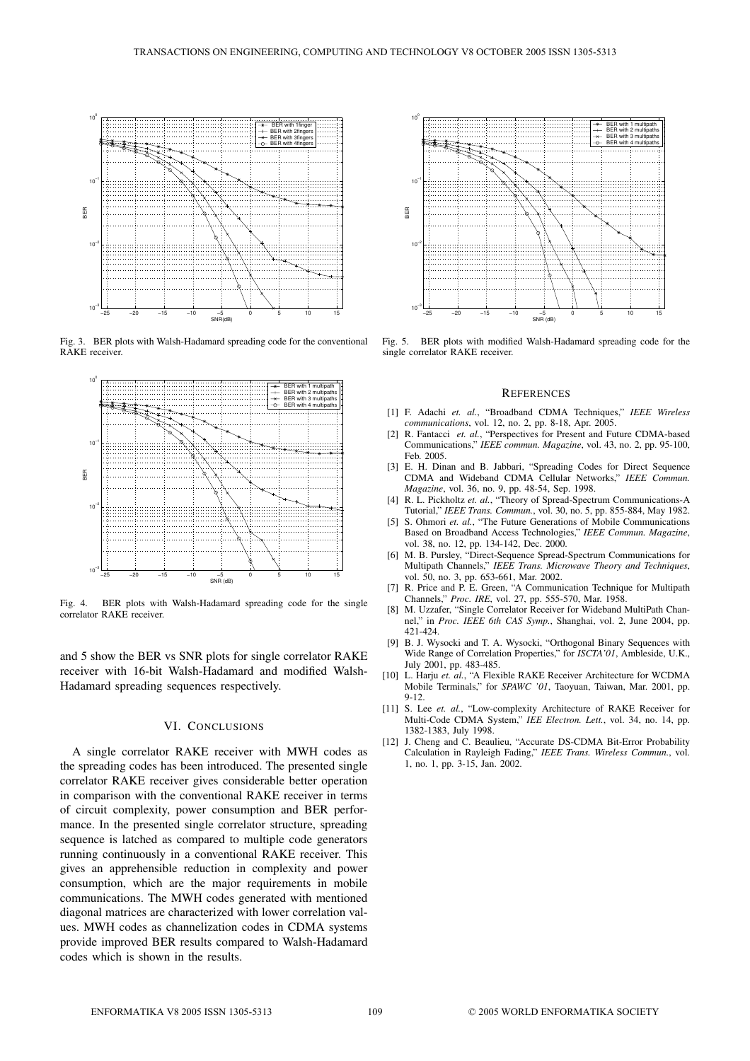$10^0$
BER with 1finger
BER with 2fingers
BER with 3fingers
BER with 4fingers
$10^{-1}$
BER
$10^{-2}$
$10^{-3}$
–25 –20 –15 –10 –5 0 5 10 15
SNR(dB)

Fig. 3. BER plots with Walsh-Hadamard spreading code for the conventional RAKE receiver.

$10^0$
BER with 1 multipath
BER with 2 multipaths
BER with 3 multipaths
BER with 4 multipaths
$10^{-1}$
BER
$10^{-2}$
$10^{-3}$
–25 –20 –15 –10 –5 0 5 10 15
SNR (dB)

Fig. 4. BER plots with Walsh-Hadamard spreading code for the single correlator RAKE receiver.

and 5 show the BER vs SNR plots for single correlator RAKE receiver with 16-bit Walsh-Hadamard and modified Walsh-Hadamard spreading sequences respectively.

## VI. Conclusions

A single correlator RAKE receiver with MWH codes as the spreading codes has been introduced. The presented single correlator RAKE receiver gives considerable better operation in comparison with the conventional RAKE receiver in terms of circuit complexity, power consumption and BER performance. In the presented single correlator structure, spreading sequence is latched as compared to multiple code generators running continuously in a conventional RAKE receiver. This gives an apprehensible reduction in complexity and power consumption, which are the major requirements in mobile communications. The MWH codes generated with mentioned diagonal matrices are characterized with lower correlation values. MWH codes as channelization codes in CDMA systems provide improved BER results compared to Walsh-Hadamard codes which is shown in the results.

$10^0$
BER with 1 multipath
BER with 2 multipaths
BER with 3 multipaths
BER with 4 multipaths
$10^{-1}$
BER
$10^{-2}$
$10^{-3}$
–25 –20 –15 –10 –5 0 5 10 15
SNR (dB)

Fig. 5. BER plots with modified Walsh-Hadamard spreading code for the single correlator RAKE receiver.

## References

[1] F. Adachi *et. al.*, "Broadband CDMA Techniques," *IEEE Wireless communications*, vol. 12, no. 2, pp. 8-18, Apr. 2005.

[2] R. Fantacci *et. al.*, "Perspectives for Present and Future CDMA-based Communications," *IEEE commun. Magazine*, vol. 43, no. 2, pp. 95-100, Feb. 2005.

[3] E. H. Dinan and B. Jabbari, "Spreading Codes for Direct Sequence CDMA and Wideband CDMA Cellular Networks," *IEEE Commun. Magazine*, vol. 36, no. 9, pp. 48-54, Sep. 1998.

[4] R. L. Pickholtz *et. al.*, "Theory of Spread-Spectrum Communications-A Tutorial," *IEEE Trans. Commun.*, vol. 30, no. 5, pp. 855-884, May 1982.

[5] S. Ohmori *et. al.*, "The Future Generations of Mobile Communications Based on Broadband Access Technologies," *IEEE Commun. Magazine*, vol. 38, no. 12, pp. 134-142, Dec. 2000.

[6] M. B. Pursley, "Direct-Sequence Spread-Spectrum Communications for Multipath Channels," *IEEE Trans. Microwave Theory and Techniques*, vol. 50, no. 3, pp. 653-661, Mar. 2002.

[7] R. Price and P. E. Green, "A Communication Technique for Multipath Channels," *Proc. IRE*, vol. 27, pp. 555-570, Mar. 1958.

[8] M. Uzzafer, "Single Correlator Receiver for Wideband MultiPath Channel," in *Proc. IEEE 6th CAS Symp.*, Shanghai, vol. 2, June 2004, pp. 421-424.

[9] B. J. Wysocki and T. A. Wysocki, "Orthogonal Binary Sequences with Wide Range of Correlation Properties," for *ISCTA'01*, Ambleside, U.K., July 2001, pp. 483-485.

[10] L. Harju *et. al.*, "A Flexible RAKE Receiver Architecture for WCDMA Mobile Terminals," for *SPAWC '01*, Taoyuan, Taiwan, Mar. 2001, pp. 9-12.

[11] S. Lee *et. al.*, "Low-complexity Architecture of RAKE Receiver for Multi-Code CDMA System," *IEE Electron. Lett.*, vol. 34, no. 14, pp. 1382-1383, July 1998.

[12] J. Cheng and C. Beaulieu, "Accurate DS-CDMA Bit-Error Probability Calculation in Rayleigh Fading," *IEEE Trans. Wireless Commun.*, vol. 1, no. 1, pp. 3-15, Jan. 2002.